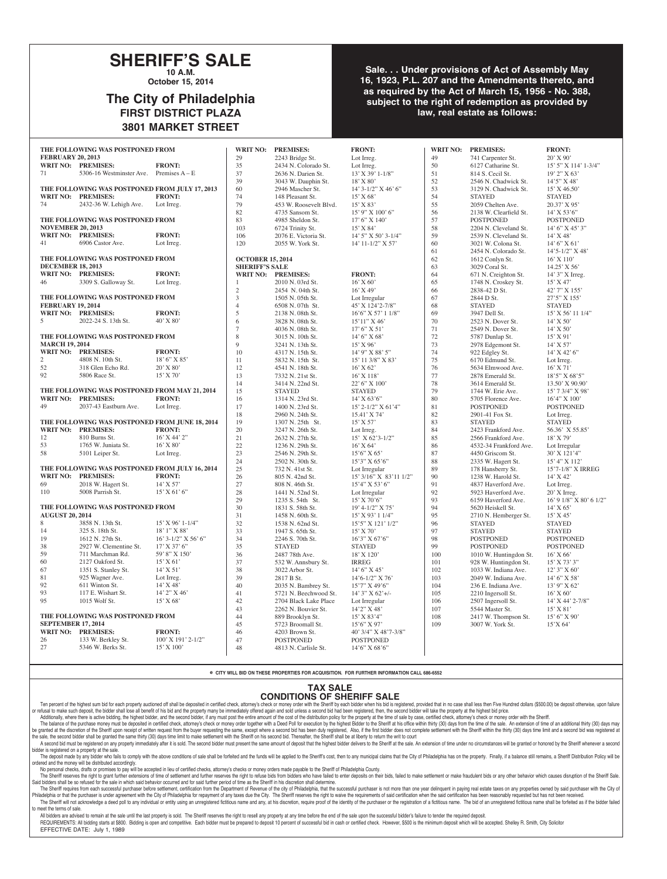# SHERIFF'S SALE

**10 A.M.**

**October 15, 2014**

## The City of Philadelphia

### FIRST DISTRICT PLAZA

### 3801 MARKET STREET

**Sale. . . Under provisions of Act of Assembly May 16, 1923, P.L. 207 and the Amendments thereto, and as required by the Act of March 15, 1956 - No. 388, subject to the right of redemption as provided by law, real estate as follows:**

**THE FOLLOWING WAS POSTPONED FROM FEBRUARY 20, 2013**

| WRIT NO: | PREMISES: | FRONT: |
|---|---|---|
| 71 | 5306-16 Westminster Ave. | Premises A – E |

**THE FOLLOWING WAS POSTPONED FROM JULY 17, 2013**

| WRIT NO: | PREMISES: | FRONT: |
|---|---|---|
| 74 | 2432-36 W. Lehigh Ave. | Lot Irreg. |

**THE FOLLOWING WAS POSTPONED FROM NOVEMBER 20, 2013**

| WRIT NO: | PREMISES: | FRONT: |
|---|---|---|
| 41 | 6906 Castor Ave. | Lot Irreg. |

**THE FOLLOWING WAS POSTPONED FROM DECEMBER 18, 2013**

| WRIT NO: | PREMISES: | FRONT: |
|---|---|---|
| 46 | 3309 S. Galloway St. | Lot Irreg. |

**THE FOLLOWING WAS POSTPONED FROM FEBRUARY 19, 2014**

| WRIT NO: | PREMISES: | FRONT: |
|---|---|---|
| 5 | 2022-24 S. 13th St. | 40' X 80' |

**THE FOLLOWING WAS POSTPONED FROM MARCH 19, 2014**

| WRIT NO: | PREMISES: | FRONT: |
|---|---|---|
| 2 | 4808 N. 10th St. | 18' 6" X 85' |
| 52 | 318 Glen Echo Rd. | 20' X 80' |
| 92 | 5806 Race St. | 15' X 70' |

**THE FOLLOWING WAS POSTPONED FROM MAY 21, 2014**

| WRIT NO: | PREMISES: | FRONT: |
|---|---|---|
| 49 | 2037-43 Eastburn Ave. | Lot Irreg. |

**THE FOLLOWING WAS POSTPONED FROM JUNE 18, 2014**

| WRIT NO: | PREMISES: | FRONT: |
|---|---|---|
| 12 | 810 Burns St. | 16' X 44' 2" |
| 53 | 1765 W. Juniata St. | 16' X 80' |
| 58 | 5101 Leiper St. | Lot Irreg. |

**THE FOLLOWING WAS POSTPONED FROM JULY 16, 2014**

| WRIT NO: | PREMISES: | FRONT: |
|---|---|---|
| 69 | 2018 W. Hagert St. | 14' X 57' |
| 110 | 5008 Parrish St. | 15' X 61' 6" |

**THE FOLLOWING WAS POSTPONED FROM AUGUST 20, 2014**

| WRIT NO: | PREMISES: | FRONT: |
|---|---|---|
| 8 | 3858 N. 13th St. | 15' X 96' 1-1/4" |
| 14 | 325 S. 18th St. | 18' 1" X 88' |
| 19 | 1612 N. 27th St. | 16' 3-1/2" X 56' 6" |
| 38 | 2927 W. Clementine St. | 17' X 37' 6" |
| 59 | 711 Marchman Rd. | 59' 8" X 150' |
| 60 | 2127 Oakford St. | 15' X 61' |
| 67 | 1351 S. Stanley St. | 14' X 51' |
| 81 | 925 Wagner Ave. | Lot Irreg. |
| 92 | 611 Winton St. | 14' X 48' |
| 93 | 117 E. Wishart St. | 14' 2" X 46' |
| 95 | 1015 Wolf St. | 15' X 68' |

**THE FOLLOWING WAS POSTPONED FROM SEPTEMBER 17, 2014**

| WRIT NO: | PREMISES: | FRONT: |
|---|---|---|
| 26 | 133 W. Berkley St. | 100' X 191' 2-1/2" |
| 27 | 5346 W. Berks St. | 15' X 100' |
| 29 | 2243 Bridge St. | Lot Irreg. |
| 35 | 2434 N. Colorado St. | Lot Irreg. |
| 37 | 2636 N. Darien St. | 13' X 39' 1-1/8" |
| 39 | 3043 W. Dauphin St. | 18' X 80' |
| 60 | 2946 Mascher St. | 14' 3-1/2" X 46' 6" |
| 74 | 148 Pleasant St. | 15' X 68' |
| 79 | 453 W. Roosevelt Blvd. | 15' X 83' |
| 82 | 4735 Sansom St. | 15' 9" X 100' 6" |
| 83 | 4985 Sheldon St. | 17' 6" X 140' |
| 103 | 6724 Trinity St. | 15' X 84' |
| 106 | 2076 E. Victoria St. | 14' 5" X 50' 3-1/4" |
| 120 | 2055 W. York St. | 14' 11-1/2" X 57' |

**OCTOBER 15, 2014 SHERIFF'S SALE**

| WRIT NO: | PREMISES: | FRONT: |
|---|---|---|
| 1 | 2010 N. 03rd St. | 16' X 60' |
| 2 | 2454 N. 04th St. | 16' X 49' |
| 3 | 1505 N. 05th St. | Lot Irregular |
| 4 | 6508 N. 07th St. | 45' X 124'2-7/8" |
| 5 | 2138 N. 08th St. | 16'6" X 57' 1 1/8" |
| 6 | 3828 N. 08th St. | 15'11" X 46' |
| 7 | 4036 N. 08th St. | 17' 6" X 51' |
| 8 | 3015 N. 10th St. | 14' 6" X 68' |
| 9 | 3241 N. 13th St. | 15' X 96' |
| 10 | 4317 N. 15th St. | 14' 9" X 88' 5" |
| 11 | 5832 N. 15th St. | 15' 11 3/8" X 83' |
| 12 | 4541 N. 18th St. | 16' X 62' |
| 13 | 7332 N. 21st St. | 16' X 118' |
| 14 | 3414 N. 22nd St. | 22' 6" X 100' |
| 15 | STAYED | STAYED |
| 16 | 1314 N. 23rd St. | 14' X 63'6" |
| 17 | 1400 N. 23rd St. | 15' 2-1/2" X 61'4" |
| 18 | 2960 N. 24th St. | 15.41' X 74' |
| 19 | 1307 N. 25th St. | 15' X 57' |
| 20 | 3247 N. 26th St. | Lot Irreg. |
| 21 | 2632 N. 27th St. | 15' X 62'3-1/2" |
| 22 | 1236 N. 29th St. | 16' X 64' |
| 23 | 2546 N. 29th St. | 15'6" X 65' |
| 24 | 2502 N. 30th St. | 15'3" X 65'6" |
| 25 | 732 N. 41st St. | Lot Irregular |
| 26 | 805 N. 42nd St. | 15' 3/16" X 83'11 1/2" |
| 27 | 808 N. 46th St. | 15'4" X 53' 6" |
| 28 | 1441 N. 52nd St. | Lot Irregular |
| 29 | 1235 S. 54th St. | 15' X 70'6" |
| 30 | 1831 S. 58th St. | 19' 4-1/2" X 75' |
| 31 | 1458 N. 60th St. | 15' X 93' 1 1/4" |
| 32 | 1538 N. 62nd St. | 15'5" X 121' 1/2" |
| 33 | 1947 S. 65th St. | 15' X 70' |
| 34 | 2246 S. 70th St. | 16'3" X 67'6" |
| 35 | STAYED | STAYED |
| 36 | 2487 78th Ave. | 18' X 120' |
| 37 | 532 W. Annsbury St. | IRREG |
| 38 | 3022 Arbor St. | 14' 6" X 45' |
| 39 | 2817 B St. | 14'6-1/2" X 76' |
| 40 | 2035 N. Bambrey St. | 15'7" X 49'6" |
| 41 | 5721 N. Beechwood St. | 14' 3" X 62'+/- |
| 42 | 2704 Black Lake Place | Lot Irregular |
| 43 | 2262 N. Bouvier St. | 14'2" X 48' |
| 44 | 889 Brooklyn St. | 15' X 83'4" |
| 45 | 5723 Broomall St. | 15'6" X 97' |
| 46 | 4203 Brown St. | 40' 3/4" X 48'7-3/8" |
| 47 | POSTPONED | POSTPONED |
| 48 | 4813 N. Carlisle St. | 14'6" X 68'6" |
| 49 | 741 Carpenter St. | 20' X 90' |
| 50 | 6127 Catharine St. | 15' 5" X 114' 1-3/4" |
| 51 | 814 S. Cecil St. | 19' 2" X 63' |
| 52 | 2546 N. Chadwick St. | 14'5" X 48' |
| 53 | 3129 N. Chadwick St. | 15' X 46.50' |
| 54 | STAYED | STAYED |
| 55 | 2059 Chelten Ave. | 20.37' X 95' |
| 56 | 2138 W. Clearfield St. | 14' X 53'6" |
| 57 | POSTPONED | POSTPONED |
| 58 | 2204 N. Cleveland St. | 14' 6" X 45' 3" |
| 59 | 2539 N. Cleveland St. | 14' X 48' |
| 60 | 3021 W. Colona St. | 14' 6" X 61' |
| 61 | 2454 N. Colorado St. | 14'5-1/2" X 48' |
| 62 | 1612 Conlyn St. | 16' X 110' |
| 63 | 3029 Coral St. | 14.25' X 56' |
| 64 | 671 N. Creighton St. | 14' 3" X Irreg. |
| 65 | 1748 N. Croskey St. | 15' X 47' |
| 66 | 2838-42 D St. | 42' 7" X 155' |
| 67 | 2844 D St. | 27'5" X 155' |
| 68 | STAYED | STAYED |
| 69 | 3947 Dell St. | 15' X 56' 11 1/4" |
| 70 | 2523 N. Dover St. | 14' X 50' |
| 71 | 2549 N. Dover St. | 14' X 50' |
| 72 | 5787 Dunlap St. | 15' X 91' |
| 73 | 2978 Edgemont St. | 14' X 57' |
| 74 | 922 Edgley St. | 14' X 42' 6" |
| 75 | 6170 Edmund St. | Lot Irreg. |
| 76 | 5634 Elmwood Ave. | 16' X 71' |
| 77 | 2878 Emerald St. | 18'5" X 68'5" |
| 78 | 3614 Emerald St. | 13.50' X 90.90' |
| 79 | 1744 W. Erie Ave. | 15' 7 3/4" X 98' |
| 80 | 5705 Florence Ave. | 16'4" X 100' |
| 81 | POSTPONED | POSTPONED |
| 82 | 2901-41 Fox St. | Lot Irreg. |
| 83 | STAYED | STAYED |
| 84 | 2423 Frankford Ave. | 56.36' X 55.85' |
| 85 | 2566 Frankford Ave. | 18' X 79' |
| 86 | 4532-34 Frankford Ave. | Lot Irregular |
| 87 | 4450 Griscom St. | 30' X 121'4" |
| 88 | 2335 W. Hagert St. | 15' 4" X 112' |
| 89 | 178 Hansberry St. | 15'7-1/8" X IRREG |
| 90 | 1238 W. Harold St. | 14' X 42' |
| 91 | 4837 Haverford Ave. | Lot Irreg. |
| 92 | 5923 Haverford Ave. | 20' X Irreg. |
| 93 | 6159 Haverford Ave. | 16' 9 1/8" X 80' 6 1/2" |
| 94 | 5620 Heiskell St. | 14' X 65' |
| 95 | 2710 N. Hemberger St. | 15' X 45' |
| 96 | STAYED | STAYED |
| 97 | STAYED | STAYED |
| 98 | POSTPONED | POSTPONED |
| 99 | POSTPONED | POSTPONED |
| 100 | 1010 W. Huntingdon St. | 16' X 66' |
| 101 | 928 W. Huntingdon St. | 15' X 73' 3" |
| 102 | 1033 W. Indiana Ave. | 12' 3" X 60' |
| 103 | 2049 W. Indiana Ave. | 14' 6" X 58' |
| 104 | 236 E. Indiana Ave. | 13' 9" X 62' |
| 105 | 2210 Ingersoll St. | 16' X 60' |
| 106 | 2507 Ingersoll St. | 14' X 44' 2-7/8" |
| 107 | 5544 Master St. | 15' X 81' |
| 108 | 2417 W. Thompson St. | 15' 6" X 90' |
| 109 | 3007 W. York St. | 15'X 64' |

e CITY WILL BID ON THESE PROPERTIES FOR ACQUISITION. FOR FURTHER INFORMATION CALL 686-6552

## TAX SALE
## CONDITIONS OF SHERIFF SALE

Ten percent of the highest sum bid for each property auctioned off shall be deposited in certified check, attorney's check or money order with the Sheriff by each bidder when his bid is registered, provided that in no case shall less then Five Hundred dollars ($500.00) be deposit otherwise, upon failure or refusal to make such deposit, the bidder shall lose all benefit of his bid and the property many be immediately offered again and sold unless a second bid had been registered, then, the second bidder will take the property at the highest bid price.

Additionally, where there is active bidding, the highest bidder, and the second bidder, if any must post the entire amount of the cost of the distribution policy for the property at the time of sale by case, certified check, attorney's check or money order with the Sheriff.

The balance of the purchase money must be deposited in certified check, attorney's check or money order together with a Deed Poll for execution by the highest Bidder to the Sheriff at his office within thirty (30) days from the time of the sale. An extension of time of an additional thirty (30) days may be granted at the discretion of the Sheriff upon receipt of written request from the buyer requesting the same, except where a second bid has been duly registered. Also, if the first bidder does not complete settlement with the Sheriff within the thirty (30) days time limit and a second bid was registered at the sale, the second bidder shall be granted the same thirty (30) days time limit to make settlement with the Sheriff on his second bid. Thereafter, the Sheriff shall be at liberty to return the writ to court

A second bid must be registered on any property immediately after it is sold. The second bidder must present the same amount of deposit that the highest bidder delivers to the Sheriff at the sale. An extension of time under no circumstances will be granted or honored by the Sheriff whenever a second bidder is registered on a property at the sale.

The deposit made by any bidder who fails to comply with the above conditions of sale shall be forfeited and the funds will be applied to the Sheriff's cost, then to any municipal claims that the City of Philadelphia has on the property. Finally, if a balance still remains, a Sheriff Distribution Policy will be ordered and the money will be distributed accordingly.

No personal checks, drafts or promises to pay will be accepted in lieu of certified checks, attorney's checks or money orders made payable to the Sheriff of Philadelphia County.

The Sheriff reserves the right to grant further extensions of time of settlement and further reserves the right to refuse bids from bidders who have failed to enter deposits on their bids, failed to make settlement or make fraudulent bids or any other behavior which causes disruption of the Sheriff Sale. Said bidders shall be so refused for the sale in which said behavior occurred and for said further period of time as the Sheriff in his discretion shall determine.

The Sheriff requires from each successful purchaser before settlement, certification from the Department of Revenue of the city of Philadelphia, that the successful purchaser is not more than one year delinquent in paying real estate taxes on any properties owned by said purchaser with the City of Philadelphia or that the purchaser is under agreement with the City of Philadelphia for repayment of any taxes due the City. The Sheriff reserves the right to waive the requirements of said certification when the said certification has been reasonably requested but has not been received.

The Sheriff will not acknowledge a deed poll to any individual or entity using an unregistered fictitious name and any, at his discretion, require proof of the identity of the purchaser or the registration of a fictitious name. The bid of an unregistered fictitious name shall be forfeited as if the bidder failed to meet the terms of sale.

All bidders are advised to remain at the sale until the last property is sold. The Sheriff reserves the right to resell any property at any time before the end of the sale upon the successful bidder's failure to tender the required deposit.

REQUIREMENTS: All bidding starts at $800. Bidding is open and competitive. Each bidder must be prepared to deposit 10 percent of successful bid in cash or certified check. However, $500 is the minimum deposit which will be accepted. Shelley R. Smith, City Solicitor

EFFECTIVE DATE: July 1, 1989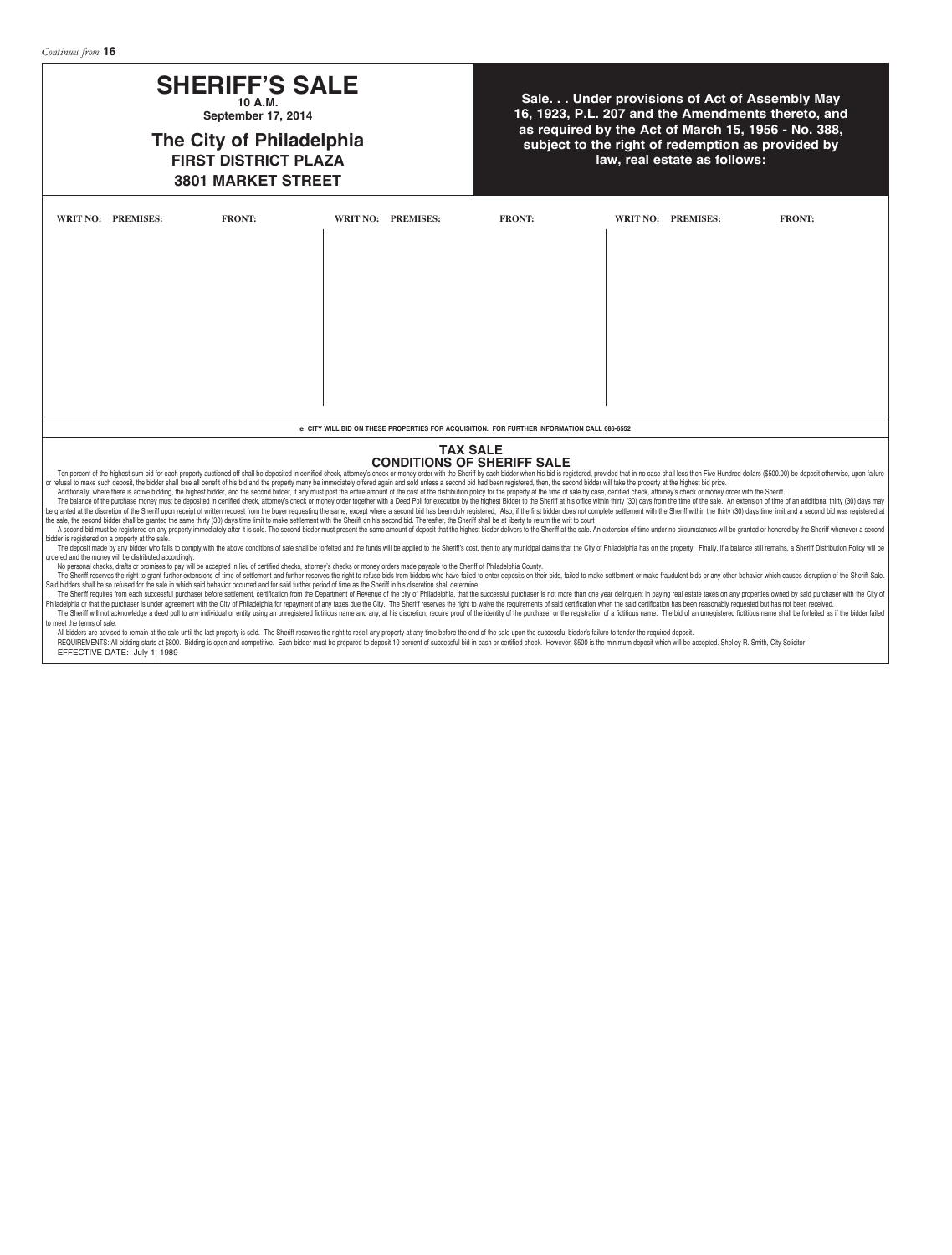*Continues from* **16**

# SHERIFF'S SALE

**10 A.M.**

**September 17, 2014**

## The City of Philadelphia

**FIRST DISTRICT PLAZA**

**3801 MARKET STREET**

**Sale. . . Under provisions of Act of Assembly May 16, 1923, P.L. 207 and the Amendments thereto, and as required by the Act of March 15, 1956 - No. 388, subject to the right of redemption as provided by law, real estate as follows:**

| WRIT NO: | PREMISES: | FRONT: | WRIT NO: | PREMISES: | FRONT: | WRIT NO: | PREMISES: | FRONT: |
|---|---|---|---|---|---|---|---|---|

**e CITY WILL BID ON THESE PROPERTIES FOR ACQUISITION. FOR FURTHER INFORMATION CALL 686-6552**

## TAX SALE
## CONDITIONS OF SHERIFF SALE

Ten percent of the highest sum bid for each property auctioned off shall be deposited in certified check, attorney's check or money order with the Sheriff by each bidder when his bid is registered, provided that in no case shall less then Five Hundred dollars ($500.00) be deposit otherwise, upon failure or refusal to make such deposit, the bidder shall lose all benefit of his bid and the property many be immediately offered again and sold unless a second bid had been registered, then, the second bidder will take the property at the highest bid price.

Additionally, where there is active bidding, the highest bidder, and the second bidder, if any must post the entire amount of the cost of the distribution policy for the property at the time of sale by case, certified check, attorney's check or money order with the Sheriff.

The balance of the purchase money must be deposited in certified check, attorney's check or money order together with a Deed Poll for execution by the highest Bidder to the Sheriff at his office within thirty (30) days from the time of the sale. An extension of time of an additional thirty (30) days may be granted at the discretion of the Sheriff upon receipt of written request from the buyer requesting the same, except where a second bid has been duly registered, Also, if the first bidder does not complete settlement with the Sheriff within the thirty (30) days time limit and a second bid was registered at the sale, the second bidder shall be granted the same thirty (30) days time limit to make settlement with the Sheriff on his second bid. Thereafter, the Sheriff shall be at liberty to return the writ to court

A second bid must be registered on any property immediately after it is sold. The second bidder must present the same amount of deposit that the highest bidder delivers to the Sheriff at the sale. An extension of time under no circumstances will be granted or honored by the Sheriff whenever a second bidder is registered on a property at the sale.

The deposit made by any bidder who fails to comply with the above conditions of sale shall be forfeited and the funds will be applied to the Sheriff's cost, then to any municipal claims that the City of Philadelphia has on the property. Finally, if a balance still remains, a Sheriff Distribution Policy will be ordered and the money will be distributed accordingly.

No personal checks, drafts or promises to pay will be accepted in lieu of certified checks, attorney's checks or money orders made payable to the Sheriff of Philadelphia County.

The Sheriff reserves the right to grant further extensions of time of settlement and further reserves the right to refuse bids from bidders who have failed to enter deposits on their bids, failed to make settlement or make fraudulent bids or any other behavior which causes disruption of the Sheriff Sale. Said bidders shall be so refused for the sale in which said behavior occurred and for said further period of time as the Sheriff in his discretion shall determine.

The Sheriff requires from each successful purchaser before settlement, certification from the Department of Revenue of the city of Philadelphia, that the successful purchaser is not more than one year delinquent in paying real estate taxes on any properties owned by said purchaser with the City of Philadelphia or that the purchaser is under agreement with the City of Philadelphia for repayment of any taxes due the City. The Sheriff reserves the right to waive the requirements of said certification when the said certification has been reasonably requested but has not been received.

The Sheriff will not acknowledge a deed poll to any individual or entity using an unregistered fictitious name and any, at his discretion, require proof of the identity of the purchaser or the registration of a fictitious name. The bid of an unregistered fictitious name shall be forfeited as if the bidder failed to meet the terms of sale.

All bidders are advised to remain at the sale until the last property is sold. The Sheriff reserves the right to resell any property at any time before the end of the sale upon the successful bidder's failure to tender the required deposit.

REQUIREMENTS: All bidding starts at $800. Bidding is open and competitive. Each bidder must be prepared to deposit 10 percent of successful bid in cash or certified check. However, $500 is the minimum deposit which will be accepted. Shelley R. Smith, City Solicitor

EFFECTIVE DATE: July 1, 1989